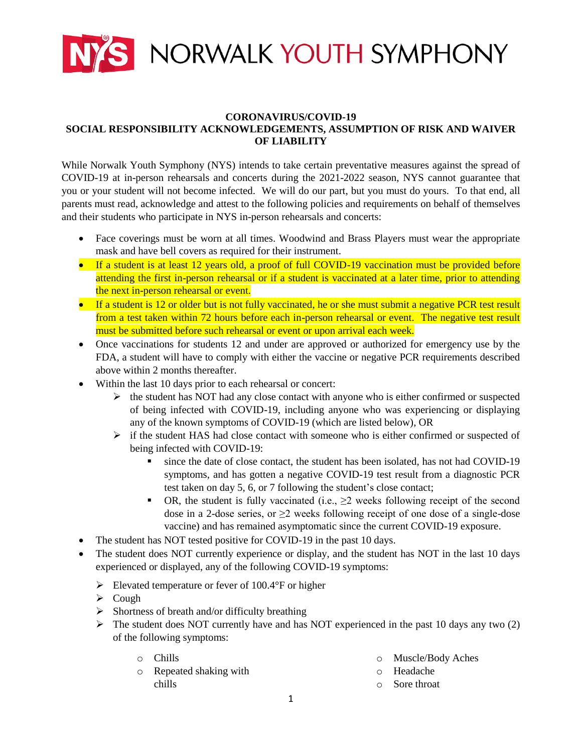NORWALK YOUTH SYMPHONY

**CORONAVIRUS/COVID-19**
**SOCIAL RESPONSIBILITY ACKNOWLEDGEMENTS, ASSUMPTION OF RISK AND WAIVER OF LIABILITY**

While Norwalk Youth Symphony (NYS) intends to take certain preventative measures against the spread of COVID-19 at in-person rehearsals and concerts during the 2021-2022 season, NYS cannot guarantee that you or your student will not become infected. We will do our part, but you must do yours. To that end, all parents must read, acknowledge and attest to the following policies and requirements on behalf of themselves and their students who participate in NYS in-person rehearsals and concerts:

- Face coverings must be worn at all times. Woodwind and Brass Players must wear the appropriate mask and have bell covers as required for their instrument.
- If a student is at least 12 years old, a proof of full COVID-19 vaccination must be provided before attending the first in-person rehearsal or if a student is vaccinated at a later time, prior to attending the next in-person rehearsal or event.
- If a student is 12 or older but is not fully vaccinated, he or she must submit a negative PCR test result from a test taken within 72 hours before each in-person rehearsal or event. The negative test result must be submitted before such rehearsal or event or upon arrival each week.
- Once vaccinations for students 12 and under are approved or authorized for emergency use by the FDA, a student will have to comply with either the vaccine or negative PCR requirements described above within 2 months thereafter.
- Within the last 10 days prior to each rehearsal or concert:
  - the student has NOT had any close contact with anyone who is either confirmed or suspected of being infected with COVID-19, including anyone who was experiencing or displaying any of the known symptoms of COVID-19 (which are listed below), OR
  - if the student HAS had close contact with someone who is either confirmed or suspected of being infected with COVID-19:
    - since the date of close contact, the student has been isolated, has not had COVID-19 symptoms, and has gotten a negative COVID-19 test result from a diagnostic PCR test taken on day 5, 6, or 7 following the student's close contact;
    - OR, the student is fully vaccinated (i.e., ≥2 weeks following receipt of the second dose in a 2-dose series, or ≥2 weeks following receipt of one dose of a single-dose vaccine) and has remained asymptomatic since the current COVID-19 exposure.
- The student has NOT tested positive for COVID-19 in the past 10 days.
- The student does NOT currently experience or display, and the student has NOT in the last 10 days experienced or displayed, any of the following COVID-19 symptoms:
  - Elevated temperature or fever of 100.4°F or higher
  - Cough
  - Shortness of breath and/or difficulty breathing
  - The student does NOT currently have and has NOT experienced in the past 10 days any two (2) of the following symptoms:
    - Chills
    - Repeated shaking with chills
    - Muscle/Body Aches
    - Headache
    - Sore throat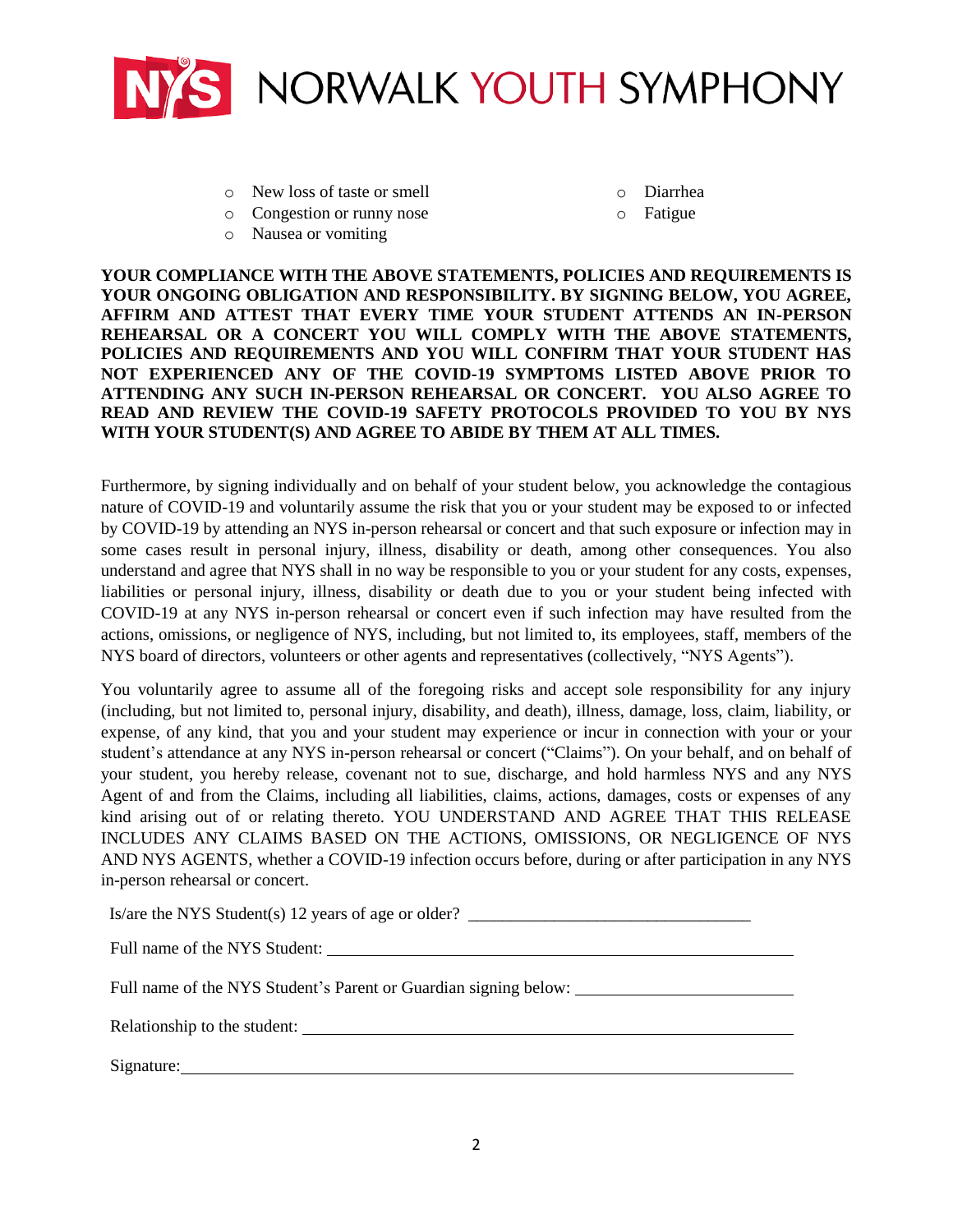- New loss of taste or smell
- Congestion or runny nose
- Nausea or vomiting
- Diarrhea
- Fatigue

**YOUR COMPLIANCE WITH THE ABOVE STATEMENTS, POLICIES AND REQUIREMENTS IS YOUR ONGOING OBLIGATION AND RESPONSIBILITY. BY SIGNING BELOW, YOU AGREE, AFFIRM AND ATTEST THAT EVERY TIME YOUR STUDENT ATTENDS AN IN-PERSON REHEARSAL OR A CONCERT YOU WILL COMPLY WITH THE ABOVE STATEMENTS, POLICIES AND REQUIREMENTS AND YOU WILL CONFIRM THAT YOUR STUDENT HAS NOT EXPERIENCED ANY OF THE COVID-19 SYMPTOMS LISTED ABOVE PRIOR TO ATTENDING ANY SUCH IN-PERSON REHEARSAL OR CONCERT. YOU ALSO AGREE TO READ AND REVIEW THE COVID-19 SAFETY PROTOCOLS PROVIDED TO YOU BY NYS WITH YOUR STUDENT(S) AND AGREE TO ABIDE BY THEM AT ALL TIMES.**

Furthermore, by signing individually and on behalf of your student below, you acknowledge the contagious nature of COVID-19 and voluntarily assume the risk that you or your student may be exposed to or infected by COVID-19 by attending an NYS in-person rehearsal or concert and that such exposure or infection may in some cases result in personal injury, illness, disability or death, among other consequences. You also understand and agree that NYS shall in no way be responsible to you or your student for any costs, expenses, liabilities or personal injury, illness, disability or death due to you or your student being infected with COVID-19 at any NYS in-person rehearsal or concert even if such infection may have resulted from the actions, omissions, or negligence of NYS, including, but not limited to, its employees, staff, members of the NYS board of directors, volunteers or other agents and representatives (collectively, "NYS Agents").

You voluntarily agree to assume all of the foregoing risks and accept sole responsibility for any injury (including, but not limited to, personal injury, disability, and death), illness, damage, loss, claim, liability, or expense, of any kind, that you and your student may experience or incur in connection with your or your student's attendance at any NYS in-person rehearsal or concert ("Claims"). On your behalf, and on behalf of your student, you hereby release, covenant not to sue, discharge, and hold harmless NYS and any NYS Agent of and from the Claims, including all liabilities, claims, actions, damages, costs or expenses of any kind arising out of or relating thereto. YOU UNDERSTAND AND AGREE THAT THIS RELEASE INCLUDES ANY CLAIMS BASED ON THE ACTIONS, OMISSIONS, OR NEGLIGENCE OF NYS AND NYS AGENTS, whether a COVID-19 infection occurs before, during or after participation in any NYS in-person rehearsal or concert.

Is/are the NYS Student(s) 12 years of age or older? ________________________________

Full name of the NYS Student: ________________________________

Full name of the NYS Student's Parent or Guardian signing below: ________________________________

Relationship to the student: ________________________________

Signature: ________________________________